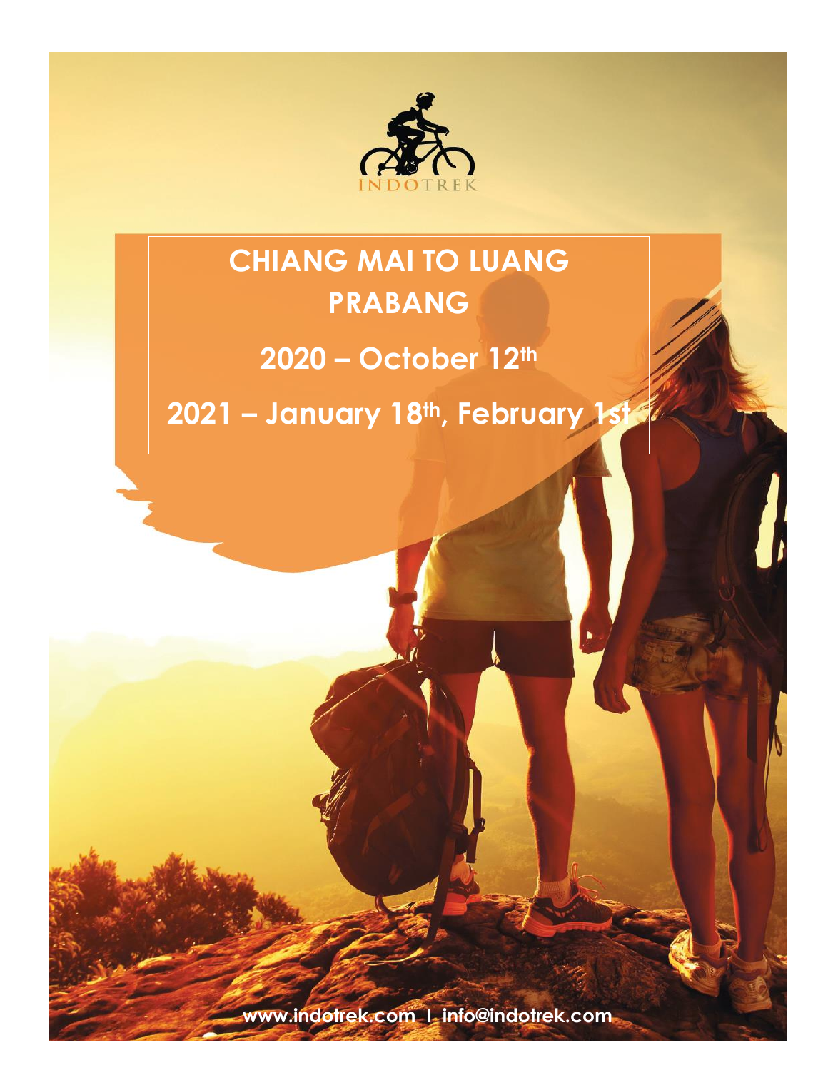INDOTREK

# CHIANG MAI TO LUANG PRABANG

**2020 – October 12th**

**2021 – January 18th, February 1st**

www.indotrek.com | info@indotrek.com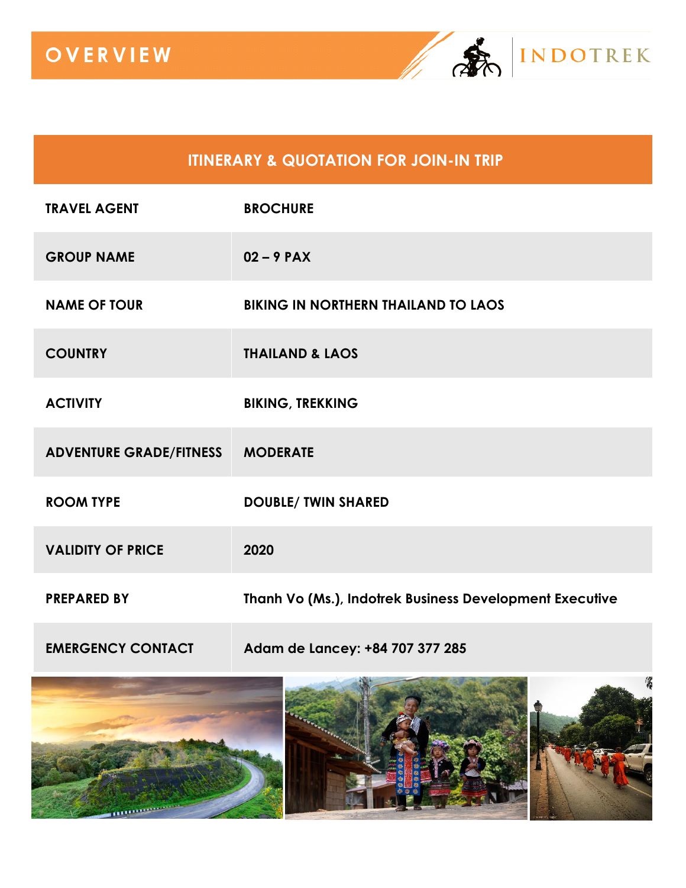# OVERVIEW

INDOTREK

| ITINERARY & QUOTATION FOR JOIN-IN TRIP | |
|---|---|
| TRAVEL AGENT | BROCHURE |
| GROUP NAME | 02 – 9 PAX |
| NAME OF TOUR | BIKING IN NORTHERN THAILAND TO LAOS |
| COUNTRY | THAILAND & LAOS |
| ACTIVITY | BIKING, TREKKING |
| ADVENTURE GRADE/FITNESS | MODERATE |
| ROOM TYPE | DOUBLE/ TWIN SHARED |
| VALIDITY OF PRICE | 2020 |
| PREPARED BY | Thanh Vo (Ms.), Indotrek Business Development Executive |
| EMERGENCY CONTACT | Adam de Lancey: +84 707 377 285 |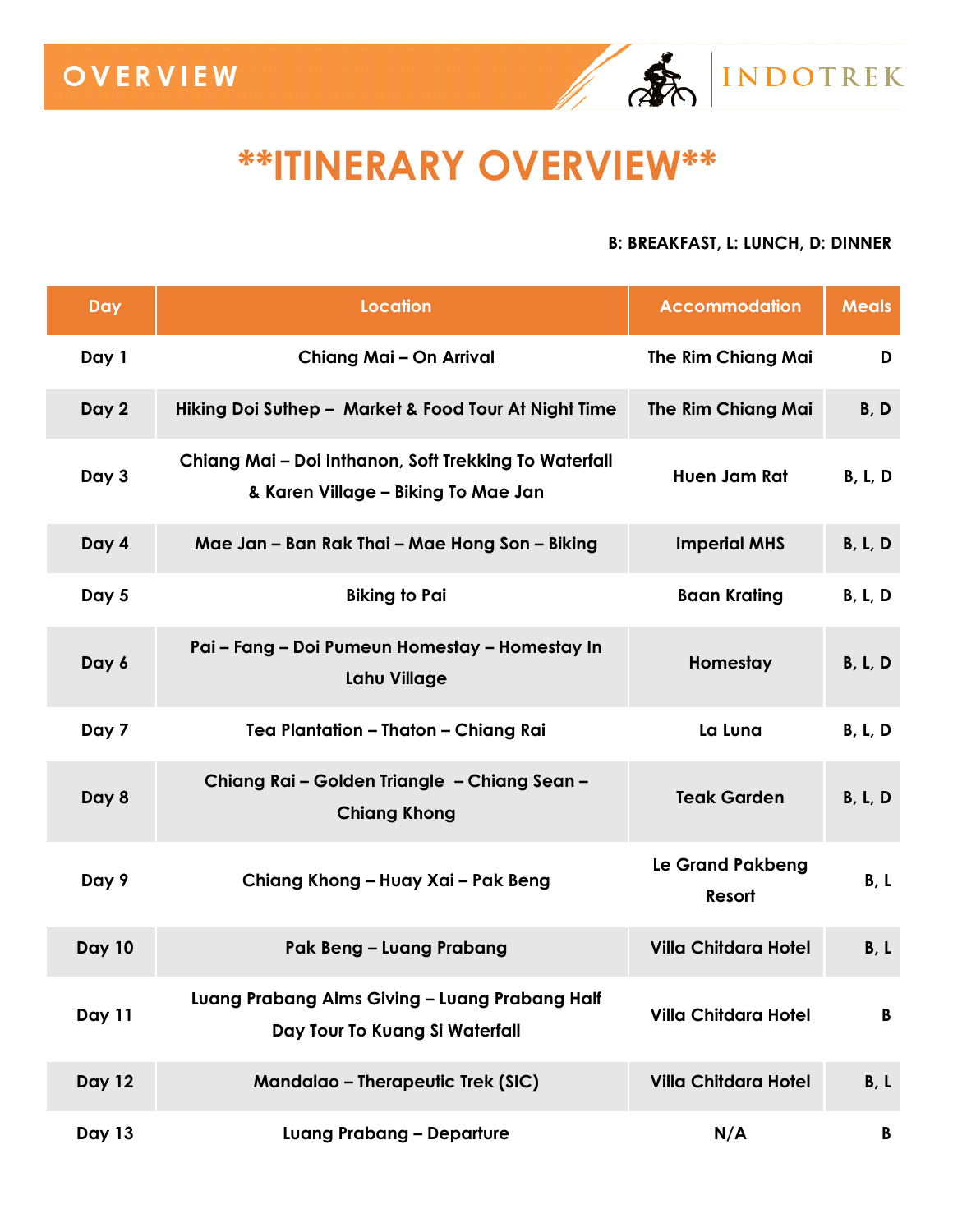# **ITINERARY OVERVIEW**

**B: BREAKFAST, L: LUNCH, D: DINNER**

| Day | Location | Accommodation | Meals |
|---|---|---|---|
| Day 1 | Chiang Mai – On Arrival | The Rim Chiang Mai | D |
| Day 2 | Hiking Doi Suthep – Market & Food Tour At Night Time | The Rim Chiang Mai | B, D |
| Day 3 | Chiang Mai – Doi Inthanon, Soft Trekking To Waterfall & Karen Village – Biking To Mae Jan | Huen Jam Rat | B, L, D |
| Day 4 | Mae Jan – Ban Rak Thai – Mae Hong Son – Biking | Imperial MHS | B, L, D |
| Day 5 | Biking to Pai | Baan Krating | B, L, D |
| Day 6 | Pai – Fang – Doi Pumeun Homestay – Homestay In Lahu Village | Homestay | B, L, D |
| Day 7 | Tea Plantation – Thaton – Chiang Rai | La Luna | B, L, D |
| Day 8 | Chiang Rai – Golden Triangle – Chiang Sean – Chiang Khong | Teak Garden | B, L, D |
| Day 9 | Chiang Khong – Huay Xai – Pak Beng | Le Grand Pakbeng Resort | B, L |
| Day 10 | Pak Beng – Luang Prabang | Villa Chitdara Hotel | B, L |
| Day 11 | Luang Prabang Alms Giving – Luang Prabang Half Day Tour To Kuang Si Waterfall | Villa Chitdara Hotel | B |
| Day 12 | Mandalao – Therapeutic Trek (SIC) | Villa Chitdara Hotel | B, L |
| Day 13 | Luang Prabang – Departure | N/A | B |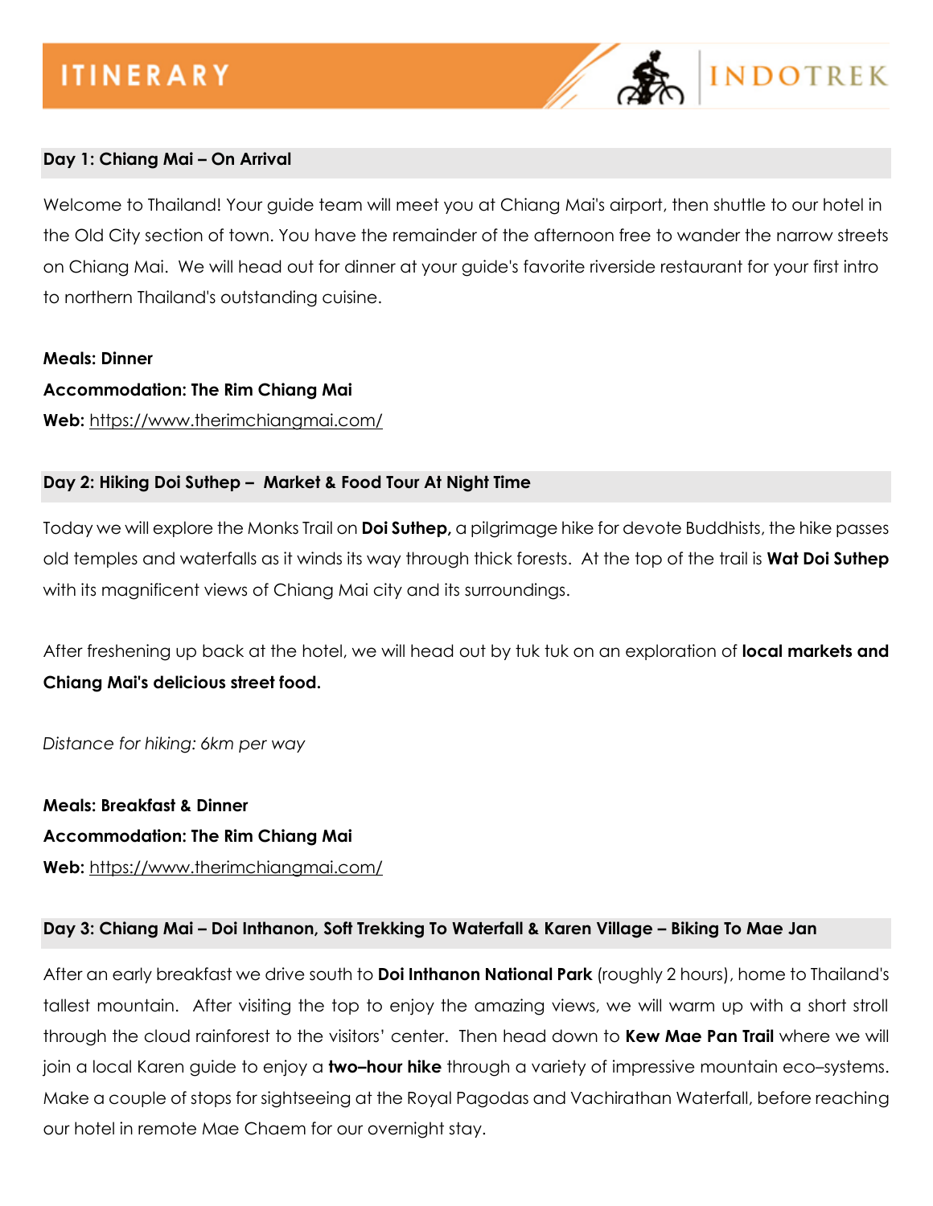# ITINERARY

## Day 1: Chiang Mai – On Arrival

Welcome to Thailand! Your guide team will meet you at Chiang Mai's airport, then shuttle to our hotel in the Old City section of town. You have the remainder of the afternoon free to wander the narrow streets on Chiang Mai. We will head out for dinner at your guide's favorite riverside restaurant for your first intro to northern Thailand's outstanding cuisine.

**Meals: Dinner**
**Accommodation: The Rim Chiang Mai**
**Web:** https://www.therimchiangmai.com/

## Day 2: Hiking Doi Suthep – Market & Food Tour At Night Time

Today we will explore the Monks Trail on **Doi Suthep,** a pilgrimage hike for devote Buddhists, the hike passes old temples and waterfalls as it winds its way through thick forests. At the top of the trail is **Wat Doi Suthep** with its magnificent views of Chiang Mai city and its surroundings.

After freshening up back at the hotel, we will head out by tuk tuk on an exploration of **local markets and Chiang Mai's delicious street food.**

*Distance for hiking: 6km per way*

**Meals: Breakfast & Dinner**
**Accommodation: The Rim Chiang Mai**
**Web:** https://www.therimchiangmai.com/

## Day 3: Chiang Mai – Doi Inthanon, Soft Trekking To Waterfall & Karen Village – Biking To Mae Jan

After an early breakfast we drive south to **Doi Inthanon National Park** (roughly 2 hours), home to Thailand's tallest mountain. After visiting the top to enjoy the amazing views, we will warm up with a short stroll through the cloud rainforest to the visitors' center. Then head down to **Kew Mae Pan Trail** where we will join a local Karen guide to enjoy a **two–hour hike** through a variety of impressive mountain eco–systems. Make a couple of stops for sightseeing at the Royal Pagodas and Vachirathan Waterfall, before reaching our hotel in remote Mae Chaem for our overnight stay.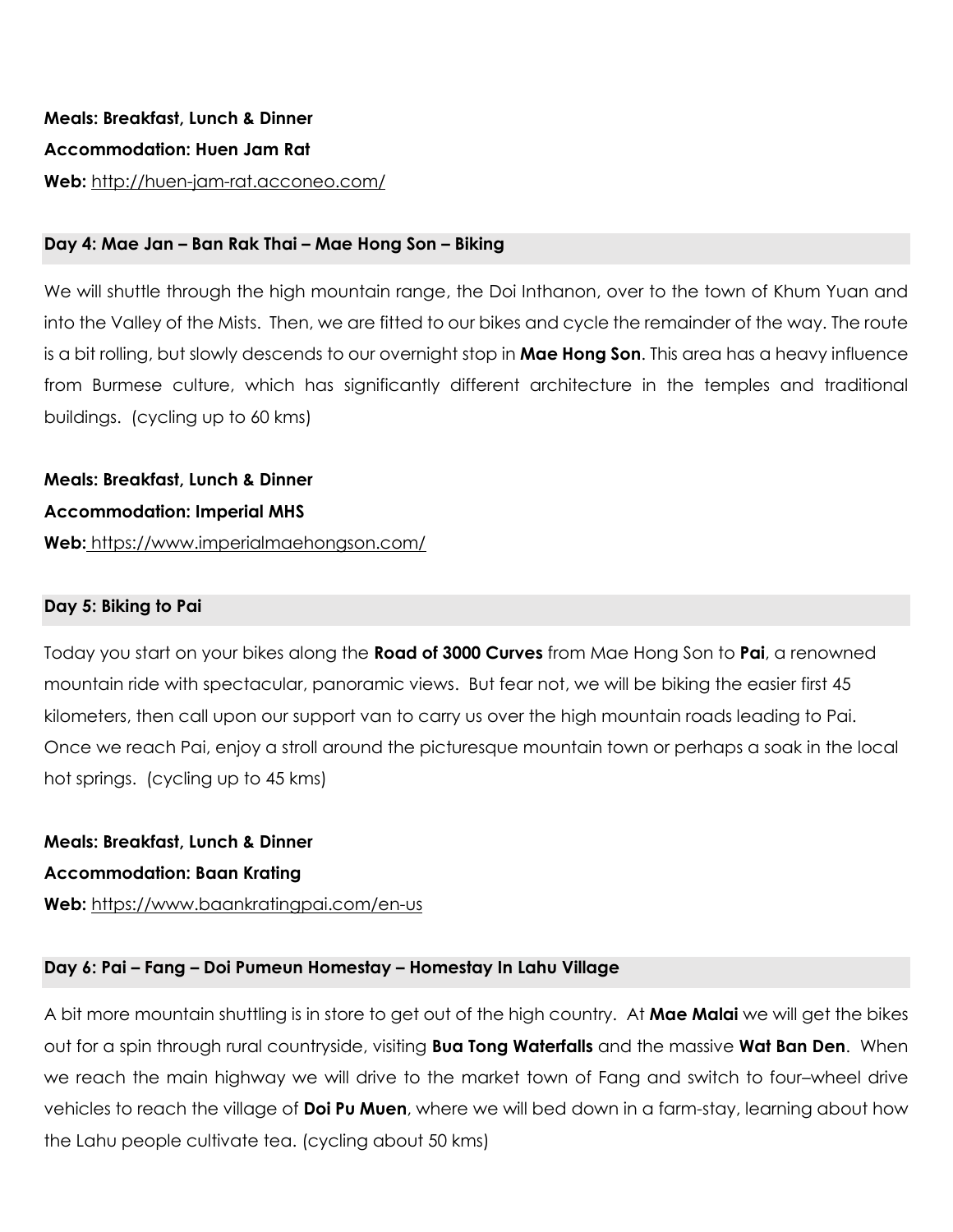**Meals: Breakfast, Lunch & Dinner**

**Accommodation: Huen Jam Rat**

**Web:** http://huen-jam-rat.acconeo.com/

## Day 4: Mae Jan – Ban Rak Thai – Mae Hong Son – Biking

We will shuttle through the high mountain range, the Doi Inthanon, over to the town of Khum Yuan and into the Valley of the Mists. Then, we are fitted to our bikes and cycle the remainder of the way. The route is a bit rolling, but slowly descends to our overnight stop in **Mae Hong Son**. This area has a heavy influence from Burmese culture, which has significantly different architecture in the temples and traditional buildings. (cycling up to 60 kms)

**Meals: Breakfast, Lunch & Dinner**

**Accommodation: Imperial MHS**

**Web:** https://www.imperialmaehongson.com/

## Day 5: Biking to Pai

Today you start on your bikes along the **Road of 3000 Curves** from Mae Hong Son to **Pai**, a renowned mountain ride with spectacular, panoramic views. But fear not, we will be biking the easier first 45 kilometers, then call upon our support van to carry us over the high mountain roads leading to Pai. Once we reach Pai, enjoy a stroll around the picturesque mountain town or perhaps a soak in the local hot springs. (cycling up to 45 kms)

**Meals: Breakfast, Lunch & Dinner**

**Accommodation: Baan Krating**

**Web:** https://www.baankratingpai.com/en-us

## Day 6: Pai – Fang – Doi Pumeun Homestay – Homestay In Lahu Village

A bit more mountain shuttling is in store to get out of the high country. At **Mae Malai** we will get the bikes out for a spin through rural countryside, visiting **Bua Tong Waterfalls** and the massive **Wat Ban Den**. When we reach the main highway we will drive to the market town of Fang and switch to four–wheel drive vehicles to reach the village of **Doi Pu Muen**, where we will bed down in a farm-stay, learning about how the Lahu people cultivate tea. (cycling about 50 kms)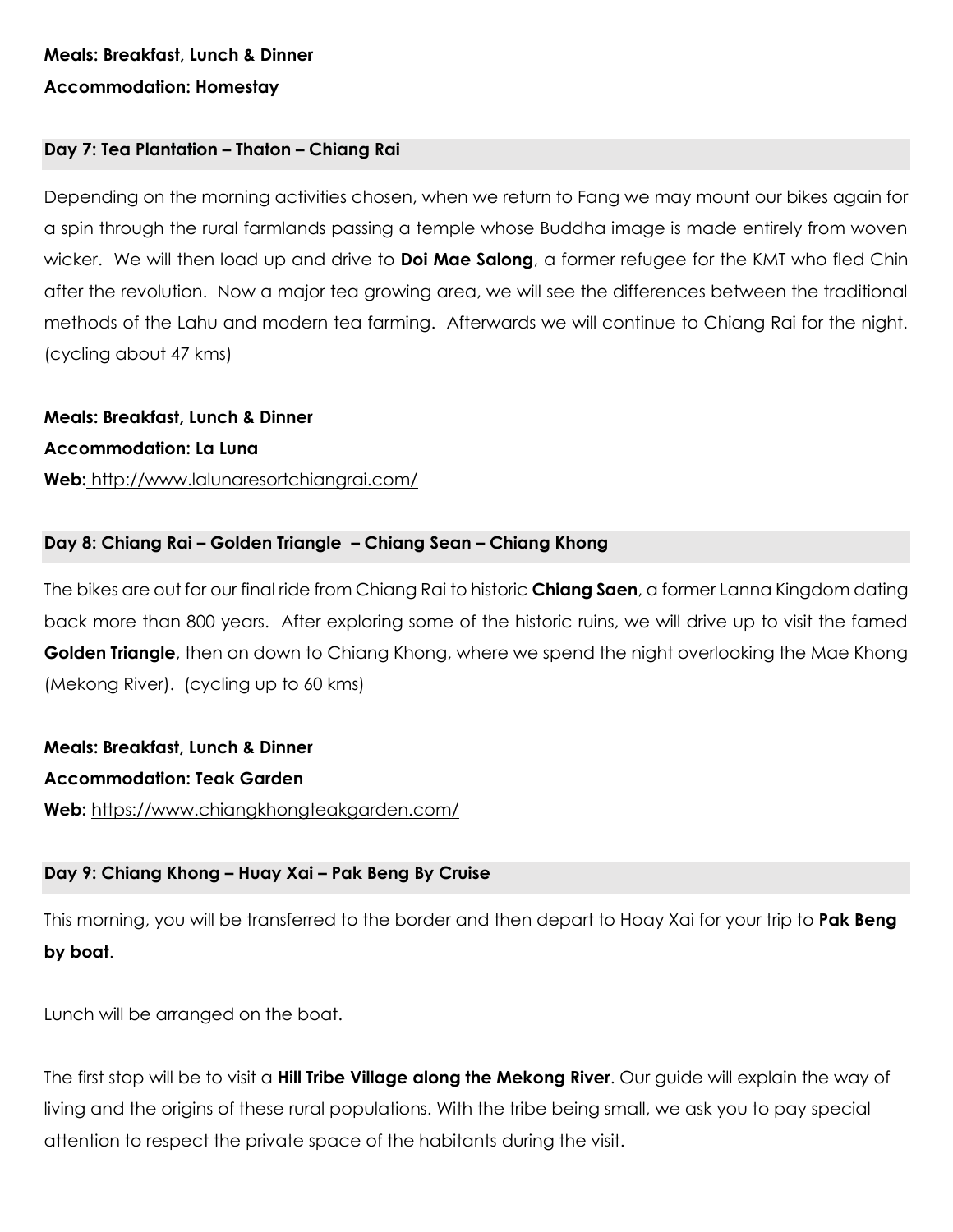**Meals: Breakfast, Lunch & Dinner**

**Accommodation: Homestay**

### Day 7: Tea Plantation – Thaton – Chiang Rai

Depending on the morning activities chosen, when we return to Fang we may mount our bikes again for a spin through the rural farmlands passing a temple whose Buddha image is made entirely from woven wicker. We will then load up and drive to **Doi Mae Salong**, a former refugee for the KMT who fled Chin after the revolution. Now a major tea growing area, we will see the differences between the traditional methods of the Lahu and modern tea farming. Afterwards we will continue to Chiang Rai for the night. (cycling about 47 kms)

**Meals: Breakfast, Lunch & Dinner**

**Accommodation: La Luna**

**Web:** http://www.lalunaresortchiangrai.com/

### Day 8: Chiang Rai – Golden Triangle – Chiang Sean – Chiang Khong

The bikes are out for our final ride from Chiang Rai to historic **Chiang Saen**, a former Lanna Kingdom dating back more than 800 years. After exploring some of the historic ruins, we will drive up to visit the famed **Golden Triangle**, then on down to Chiang Khong, where we spend the night overlooking the Mae Khong (Mekong River). (cycling up to 60 kms)

**Meals: Breakfast, Lunch & Dinner**

**Accommodation: Teak Garden**

**Web:** https://www.chiangkhongteakgarden.com/

### Day 9: Chiang Khong – Huay Xai – Pak Beng By Cruise

This morning, you will be transferred to the border and then depart to Hoay Xai for your trip to **Pak Beng by boat**.

Lunch will be arranged on the boat.

The first stop will be to visit a **Hill Tribe Village along the Mekong River**. Our guide will explain the way of living and the origins of these rural populations. With the tribe being small, we ask you to pay special attention to respect the private space of the habitants during the visit.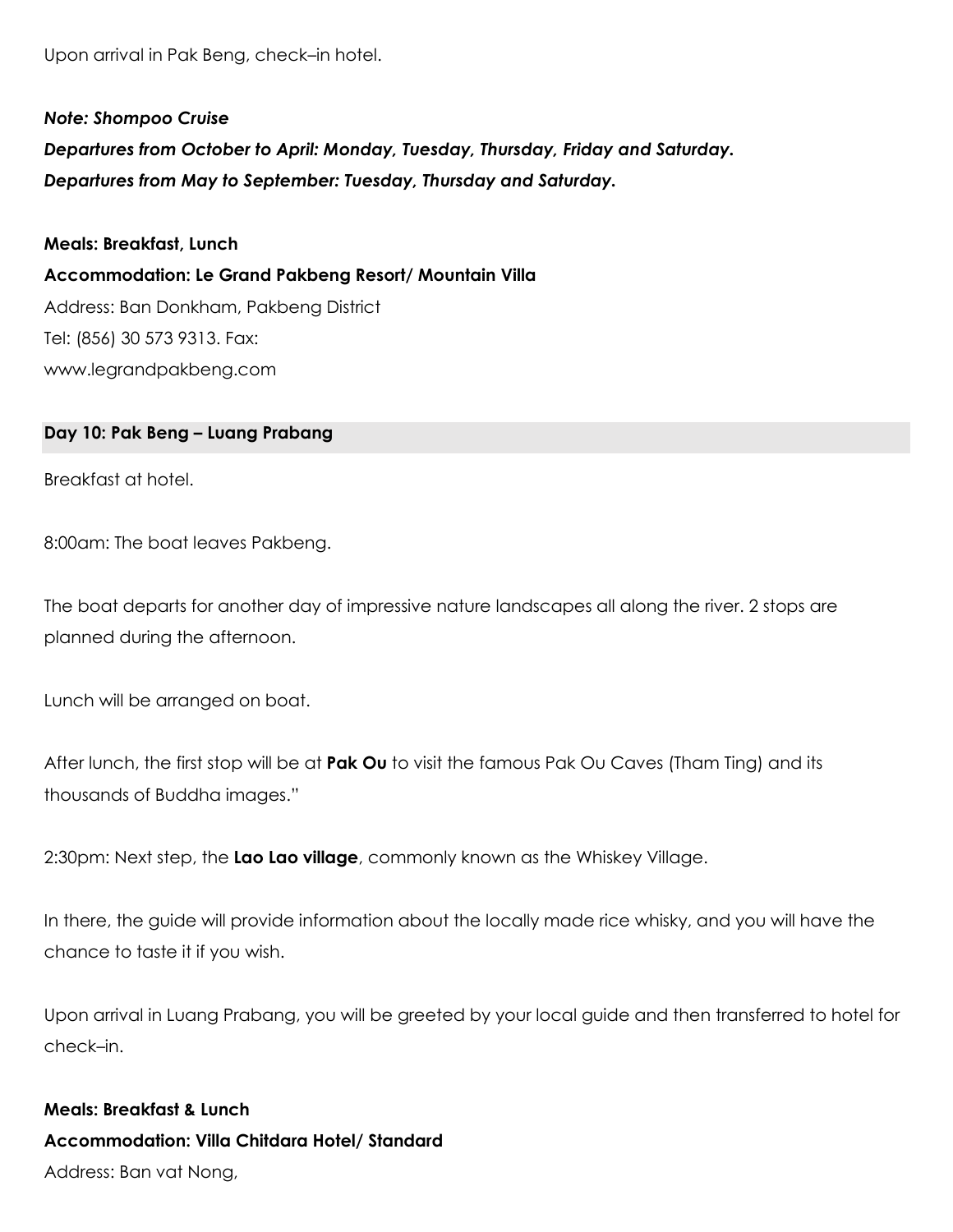Upon arrival in Pak Beng, check–in hotel.

***Note: Shompoo Cruise***
***Departures from October to April: Monday, Tuesday, Thursday, Friday and Saturday.***
***Departures from May to September: Tuesday, Thursday and Saturday.***

**Meals: Breakfast, Lunch**
**Accommodation: Le Grand Pakbeng Resort/ Mountain Villa**
Address: Ban Donkham, Pakbeng District
Tel: (856) 30 573 9313. Fax:
www.legrandpakbeng.com

## Day 10: Pak Beng – Luang Prabang

Breakfast at hotel.

8:00am: The boat leaves Pakbeng.

The boat departs for another day of impressive nature landscapes all along the river. 2 stops are planned during the afternoon.

Lunch will be arranged on boat.

After lunch, the first stop will be at **Pak Ou** to visit the famous Pak Ou Caves (Tham Ting) and its thousands of Buddha images."

2:30pm: Next step, the **Lao Lao village**, commonly known as the Whiskey Village.

In there, the guide will provide information about the locally made rice whisky, and you will have the chance to taste it if you wish.

Upon arrival in Luang Prabang, you will be greeted by your local guide and then transferred to hotel for check–in.

**Meals: Breakfast & Lunch**
**Accommodation: Villa Chitdara Hotel/ Standard**
Address: Ban vat Nong,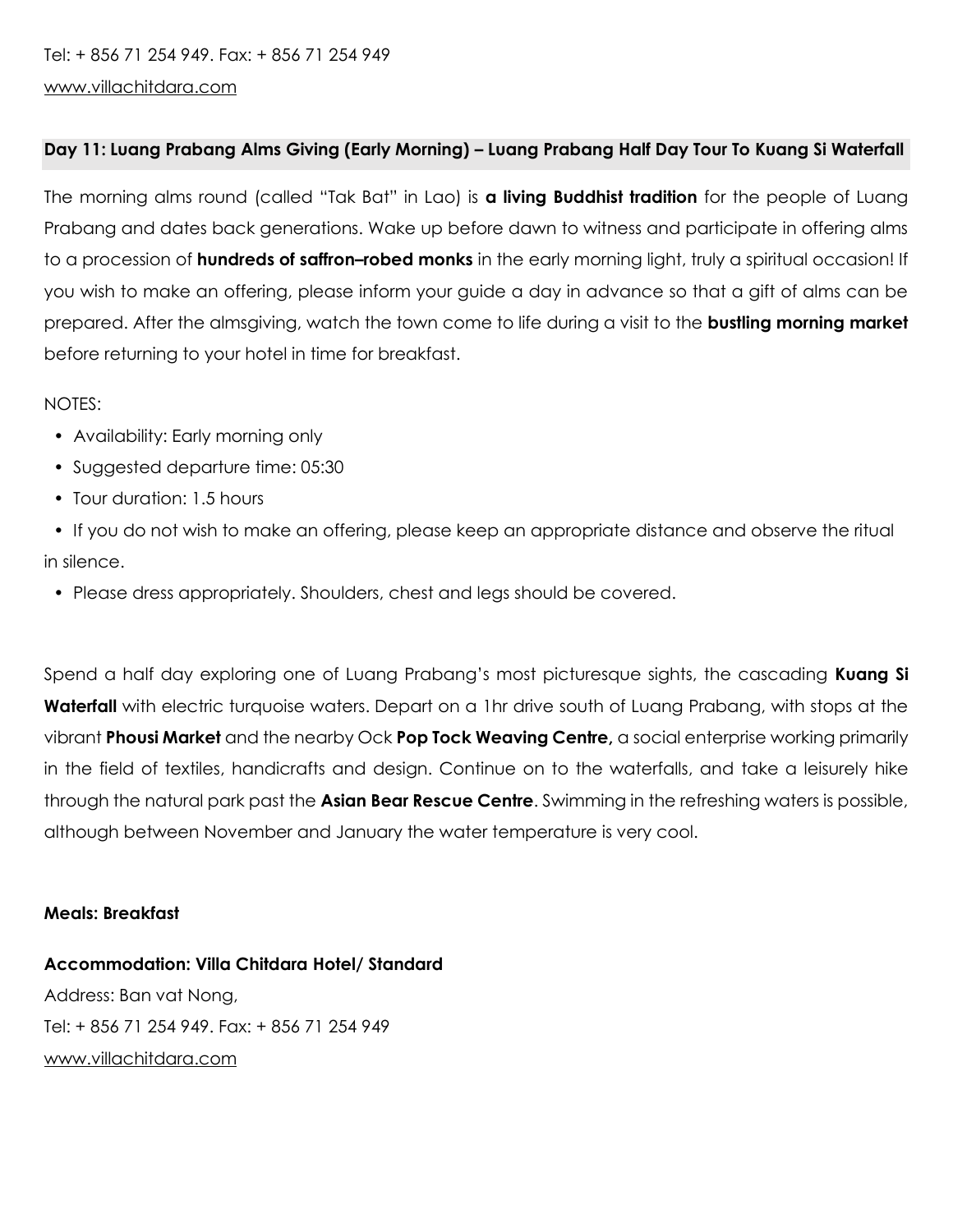Tel: + 856 71 254 949. Fax: + 856 71 254 949
[www.villachitdara.com](http://www.villachitdara.com)

## Day 11: Luang Prabang Alms Giving (Early Morning) – Luang Prabang Half Day Tour To Kuang Si Waterfall

The morning alms round (called "Tak Bat" in Lao) is **a living Buddhist tradition** for the people of Luang Prabang and dates back generations. Wake up before dawn to witness and participate in offering alms to a procession of **hundreds of saffron–robed monks** in the early morning light, truly a spiritual occasion! If you wish to make an offering, please inform your guide a day in advance so that a gift of alms can be prepared. After the almsgiving, watch the town come to life during a visit to the **bustling morning market** before returning to your hotel in time for breakfast.

NOTES:

- Availability: Early morning only
- Suggested departure time: 05:30
- Tour duration: 1.5 hours
- If you do not wish to make an offering, please keep an appropriate distance and observe the ritual in silence.
- Please dress appropriately. Shoulders, chest and legs should be covered.

Spend a half day exploring one of Luang Prabang's most picturesque sights, the cascading **Kuang Si Waterfall** with electric turquoise waters. Depart on a 1hr drive south of Luang Prabang, with stops at the vibrant **Phousi Market** and the nearby Ock **Pop Tock Weaving Centre,** a social enterprise working primarily in the field of textiles, handicrafts and design. Continue on to the waterfalls, and take a leisurely hike through the natural park past the **Asian Bear Rescue Centre**. Swimming in the refreshing waters is possible, although between November and January the water temperature is very cool.

**Meals: Breakfast**

**Accommodation: Villa Chitdara Hotel/ Standard**
Address: Ban vat Nong,
Tel: + 856 71 254 949. Fax: + 856 71 254 949
[www.villachitdara.com](http://www.villachitdara.com)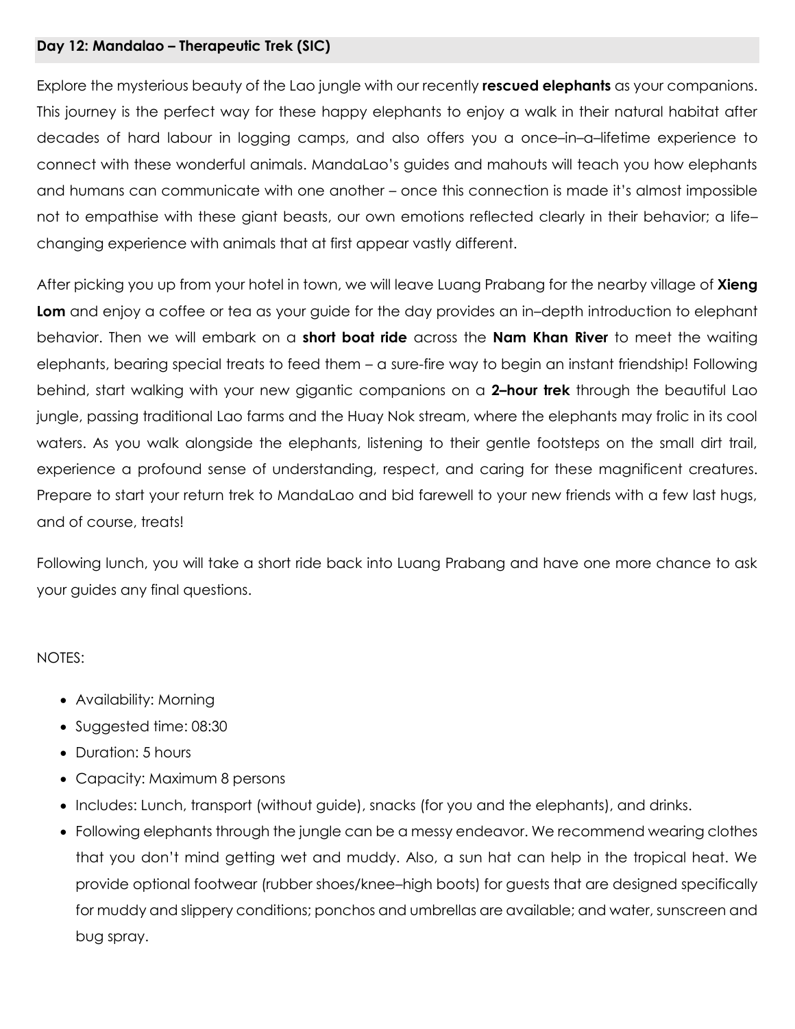## Day 12: Mandalao – Therapeutic Trek (SIC)

Explore the mysterious beauty of the Lao jungle with our recently **rescued elephants** as your companions. This journey is the perfect way for these happy elephants to enjoy a walk in their natural habitat after decades of hard labour in logging camps, and also offers you a once–in–a–lifetime experience to connect with these wonderful animals. MandaLao's guides and mahouts will teach you how elephants and humans can communicate with one another – once this connection is made it's almost impossible not to empathise with these giant beasts, our own emotions reflected clearly in their behavior; a life–changing experience with animals that at first appear vastly different.

After picking you up from your hotel in town, we will leave Luang Prabang for the nearby village of **Xieng Lom** and enjoy a coffee or tea as your guide for the day provides an in–depth introduction to elephant behavior. Then we will embark on a **short boat ride** across the **Nam Khan River** to meet the waiting elephants, bearing special treats to feed them – a sure-fire way to begin an instant friendship! Following behind, start walking with your new gigantic companions on a **2–hour trek** through the beautiful Lao jungle, passing traditional Lao farms and the Huay Nok stream, where the elephants may frolic in its cool waters. As you walk alongside the elephants, listening to their gentle footsteps on the small dirt trail, experience a profound sense of understanding, respect, and caring for these magnificent creatures. Prepare to start your return trek to MandaLao and bid farewell to your new friends with a few last hugs, and of course, treats!

Following lunch, you will take a short ride back into Luang Prabang and have one more chance to ask your guides any final questions.

NOTES:

- Availability: Morning
- Suggested time: 08:30
- Duration: 5 hours
- Capacity: Maximum 8 persons
- Includes: Lunch, transport (without guide), snacks (for you and the elephants), and drinks.
- Following elephants through the jungle can be a messy endeavor. We recommend wearing clothes that you don't mind getting wet and muddy. Also, a sun hat can help in the tropical heat. We provide optional footwear (rubber shoes/knee–high boots) for guests that are designed specifically for muddy and slippery conditions; ponchos and umbrellas are available; and water, sunscreen and bug spray.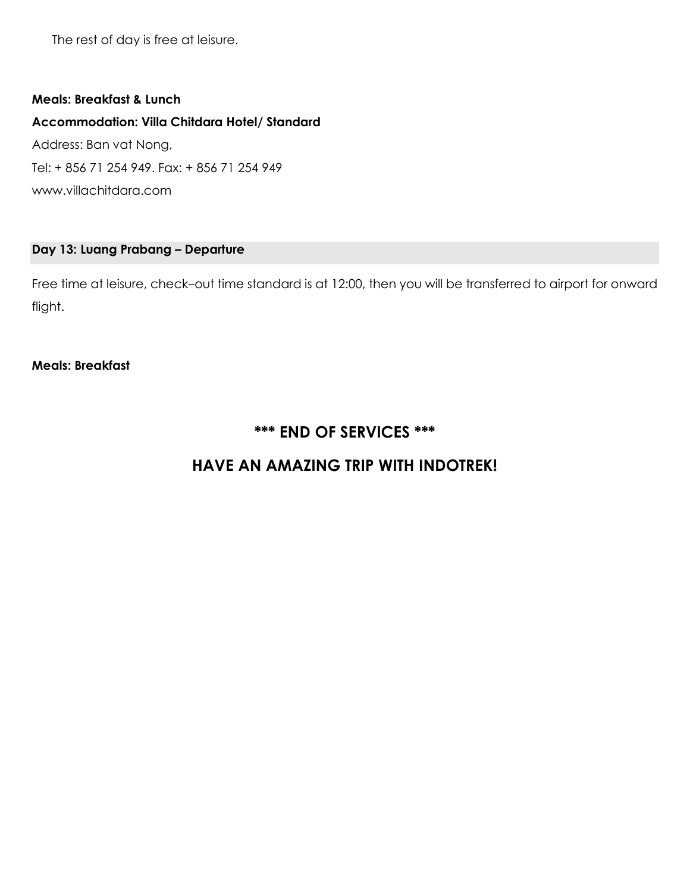The rest of day is free at leisure.

**Meals: Breakfast & Lunch**

**Accommodation: Villa Chitdara Hotel/ Standard**

Address: Ban vat Nong,

Tel: + 856 71 254 949. Fax: + 856 71 254 949

www.villachitdara.com

### Day 13: Luang Prabang – Departure

Free time at leisure, check–out time standard is at 12:00, then you will be transferred to airport for onward flight.

**Meals: Breakfast**

## *** END OF SERVICES ***

## HAVE AN AMAZING TRIP WITH INDOTREK!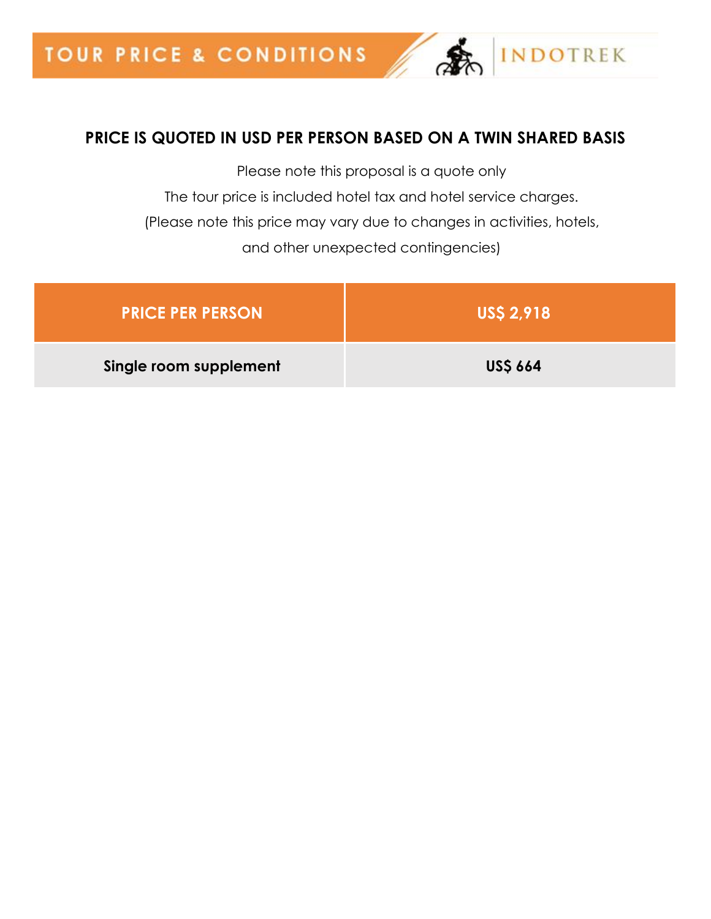# TOUR PRICE & CONDITIONS

INDOTREK

## PRICE IS QUOTED IN USD PER PERSON BASED ON A TWIN SHARED BASIS

Please note this proposal is a quote only

The tour price is included hotel tax and hotel service charges.

(Please note this price may vary due to changes in activities, hotels,

and other unexpected contingencies)

| PRICE PER PERSON | US$ 2,918 |
|---|---|
| **Single room supplement** | **US$ 664** |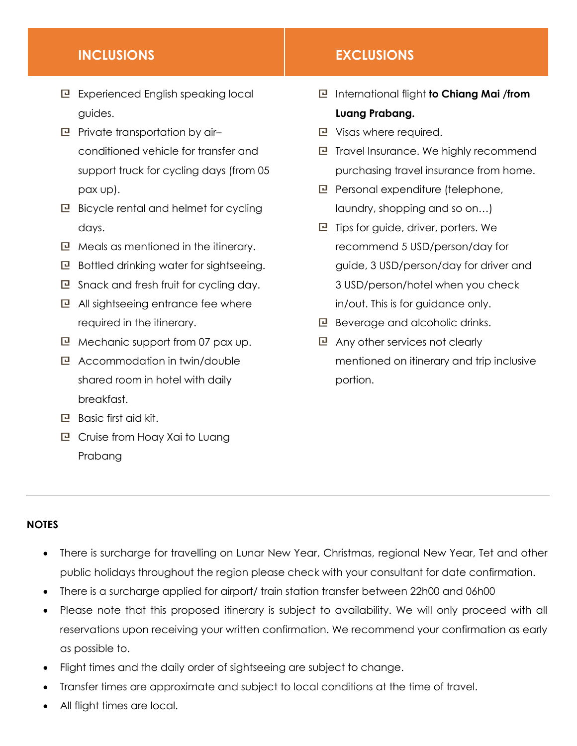## INCLUSIONS

- Experienced English speaking local guides.
- Private transportation by air–conditioned vehicle for transfer and support truck for cycling days (from 05 pax up).
- Bicycle rental and helmet for cycling days.
- Meals as mentioned in the itinerary.
- Bottled drinking water for sightseeing.
- Snack and fresh fruit for cycling day.
- All sightseeing entrance fee where required in the itinerary.
- Mechanic support from 07 pax up.
- Accommodation in twin/double shared room in hotel with daily breakfast.
- Basic first aid kit.
- Cruise from Hoay Xai to Luang Prabang

## EXCLUSIONS

- International flight **to Chiang Mai /from Luang Prabang.**
- Visas where required.
- Travel Insurance. We highly recommend purchasing travel insurance from home.
- Personal expenditure (telephone, laundry, shopping and so on…)
- Tips for guide, driver, porters. We recommend 5 USD/person/day for guide, 3 USD/person/day for driver and 3 USD/person/hotel when you check in/out. This is for guidance only.
- Beverage and alcoholic drinks.
- Any other services not clearly mentioned on itinerary and trip inclusive portion.

---

**NOTES**

- There is surcharge for travelling on Lunar New Year, Christmas, regional New Year, Tet and other public holidays throughout the region please check with your consultant for date confirmation.
- There is a surcharge applied for airport/ train station transfer between 22h00 and 06h00
- Please note that this proposed itinerary is subject to availability. We will only proceed with all reservations upon receiving your written confirmation. We recommend your confirmation as early as possible to.
- Flight times and the daily order of sightseeing are subject to change.
- Transfer times are approximate and subject to local conditions at the time of travel.
- All flight times are local.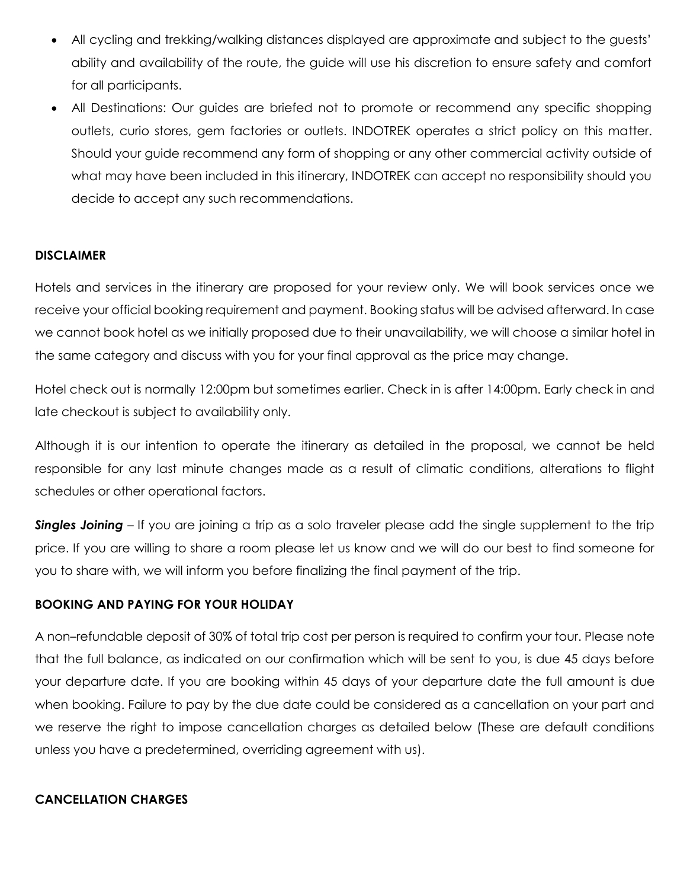- All cycling and trekking/walking distances displayed are approximate and subject to the guests' ability and availability of the route, the guide will use his discretion to ensure safety and comfort for all participants.
- All Destinations: Our guides are briefed not to promote or recommend any specific shopping outlets, curio stores, gem factories or outlets. INDOTREK operates a strict policy on this matter. Should your guide recommend any form of shopping or any other commercial activity outside of what may have been included in this itinerary, INDOTREK can accept no responsibility should you decide to accept any such recommendations.

**DISCLAIMER**

Hotels and services in the itinerary are proposed for your review only. We will book services once we receive your official booking requirement and payment. Booking status will be advised afterward. In case we cannot book hotel as we initially proposed due to their unavailability, we will choose a similar hotel in the same category and discuss with you for your final approval as the price may change.

Hotel check out is normally 12:00pm but sometimes earlier. Check in is after 14:00pm. Early check in and late checkout is subject to availability only.

Although it is our intention to operate the itinerary as detailed in the proposal, we cannot be held responsible for any last minute changes made as a result of climatic conditions, alterations to flight schedules or other operational factors.

***Singles Joining*** – If you are joining a trip as a solo traveler please add the single supplement to the trip price. If you are willing to share a room please let us know and we will do our best to find someone for you to share with, we will inform you before finalizing the final payment of the trip.

**BOOKING AND PAYING FOR YOUR HOLIDAY**

A non–refundable deposit of 30% of total trip cost per person is required to confirm your tour. Please note that the full balance, as indicated on our confirmation which will be sent to you, is due 45 days before your departure date. If you are booking within 45 days of your departure date the full amount is due when booking. Failure to pay by the due date could be considered as a cancellation on your part and we reserve the right to impose cancellation charges as detailed below (These are default conditions unless you have a predetermined, overriding agreement with us).

**CANCELLATION CHARGES**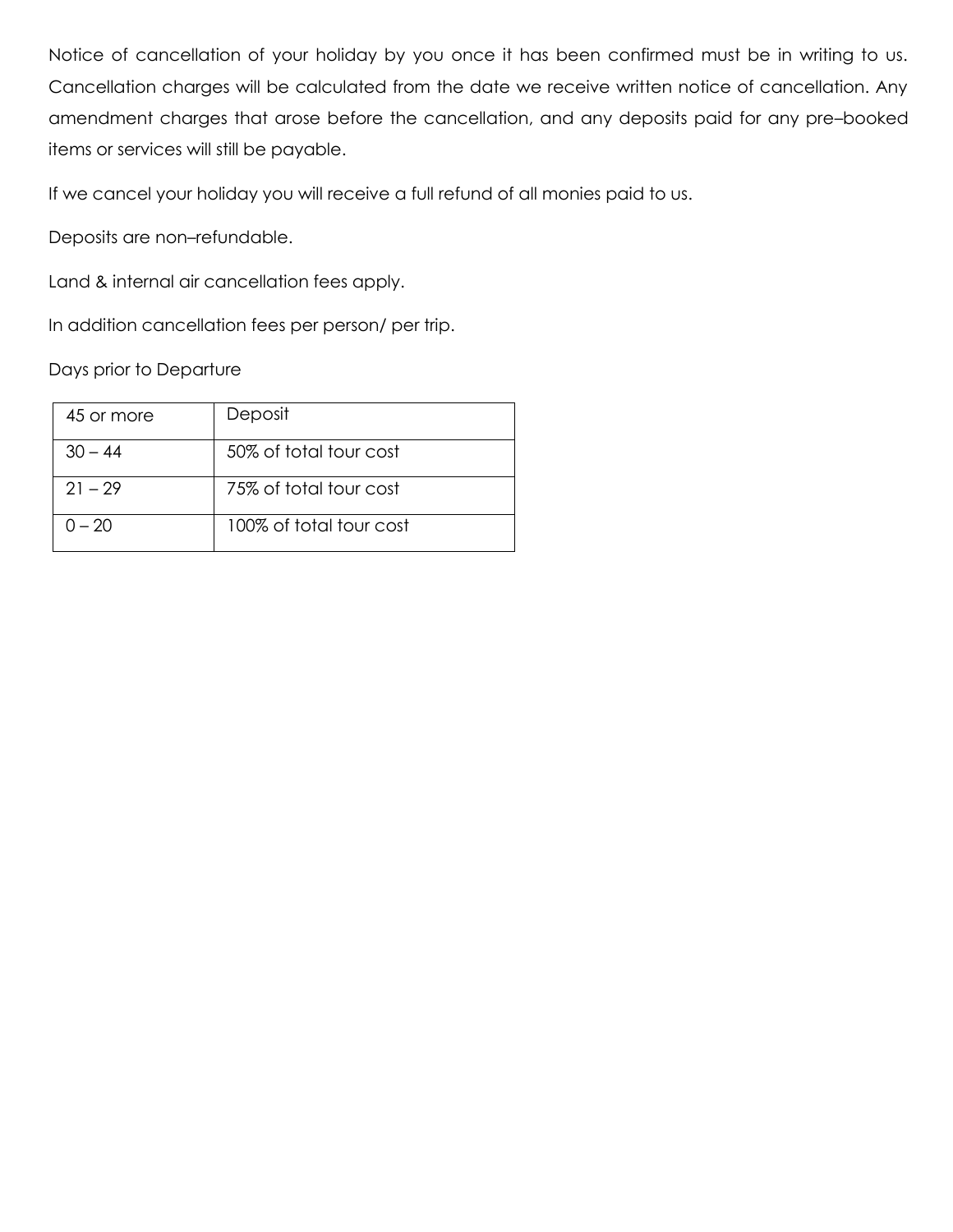Notice of cancellation of your holiday by you once it has been confirmed must be in writing to us. Cancellation charges will be calculated from the date we receive written notice of cancellation. Any amendment charges that arose before the cancellation, and any deposits paid for any pre–booked items or services will still be payable.

If we cancel your holiday you will receive a full refund of all monies paid to us.

Deposits are non–refundable.

Land & internal air cancellation fees apply.

In addition cancellation fees per person/ per trip.

Days prior to Departure

| | |
|---|---|
| 45 or more | Deposit |
| 30 – 44 | 50% of total tour cost |
| 21 – 29 | 75% of total tour cost |
| 0 – 20 | 100% of total tour cost |